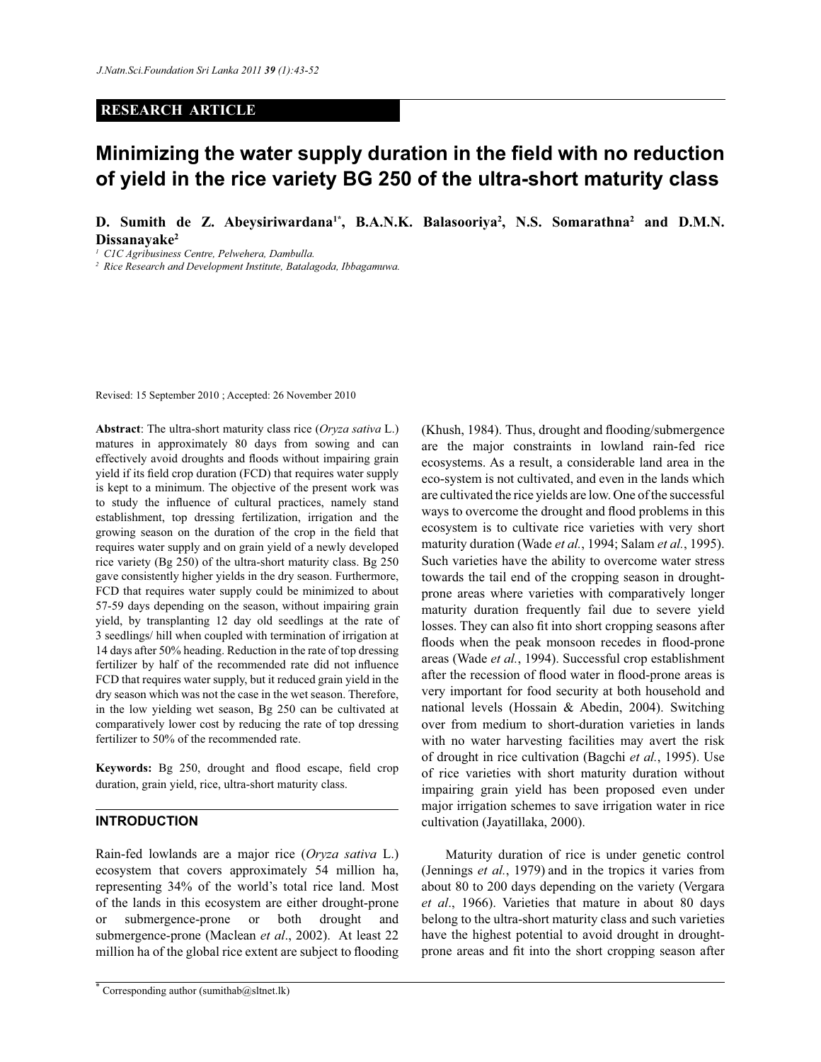**RESEARCH ARTICLE**

# Minimizing the water supply duration in the field with no reduction of yield in the rice variety BG 250 of the ultra-short maturity class

**D. Sumith de Z. Abeysiriwardana[1*], B.A.N.K. Balasooriya[2], N.S. Somarathna[2] and D.M.N. Dissanayake[2]**

[1] CIC Agribusiness Centre, Pelwehera, Dambulla.

[2] Rice Research and Development Institute, Batalagoda, Ibbagamuwa.

Revised: 15 September 2010 ; Accepted: 26 November 2010

**Abstract**: The ultra-short maturity class rice (*Oryza sativa* L.) matures in approximately 80 days from sowing and can effectively avoid droughts and floods without impairing grain yield if its field crop duration (FCD) that requires water supply is kept to a minimum. The objective of the present work was to study the influence of cultural practices, namely stand establishment, top dressing fertilization, irrigation and the growing season on the duration of the crop in the field that requires water supply and on grain yield of a newly developed rice variety (Bg 250) of the ultra-short maturity class. Bg 250 gave consistently higher yields in the dry season. Furthermore, FCD that requires water supply could be minimized to about 57-59 days depending on the season, without impairing grain yield, by transplanting 12 day old seedlings at the rate of 3 seedlings/ hill when coupled with termination of irrigation at 14 days after 50% heading. Reduction in the rate of top dressing fertilizer by half of the recommended rate did not influence FCD that requires water supply, but it reduced grain yield in the dry season which was not the case in the wet season. Therefore, in the low yielding wet season, Bg 250 can be cultivated at comparatively lower cost by reducing the rate of top dressing fertilizer to 50% of the recommended rate.

**Keywords:** Bg 250, drought and flood escape, field crop duration, grain yield, rice, ultra-short maturity class.

## INTRODUCTION

Rain-fed lowlands are a major rice (*Oryza sativa* L.) ecosystem that covers approximately 54 million ha, representing 34% of the world's total rice land. Most of the lands in this ecosystem are either drought-prone or submergence-prone or both drought and submergence-prone (Maclean *et al*., 2002). At least 22 million ha of the global rice extent are subject to flooding (Khush, 1984). Thus, drought and flooding/submergence are the major constraints in lowland rain-fed rice ecosystems. As a result, a considerable land area in the eco-system is not cultivated, and even in the lands which are cultivated the rice yields are low. One of the successful ways to overcome the drought and flood problems in this ecosystem is to cultivate rice varieties with very short maturity duration (Wade *et al.*, 1994; Salam *et al.*, 1995). Such varieties have the ability to overcome water stress towards the tail end of the cropping season in drought-prone areas where varieties with comparatively longer maturity duration frequently fail due to severe yield losses. They can also fit into short cropping seasons after floods when the peak monsoon recedes in flood-prone areas (Wade *et al.*, 1994). Successful crop establishment after the recession of flood water in flood-prone areas is very important for food security at both household and national levels (Hossain & Abedin, 2004). Switching over from medium to short-duration varieties in lands with no water harvesting facilities may avert the risk of drought in rice cultivation (Bagchi *et al.*, 1995). Use of rice varieties with short maturity duration without impairing grain yield has been proposed even under major irrigation schemes to save irrigation water in rice cultivation (Jayatillaka, 2000).

Maturity duration of rice is under genetic control (Jennings *et al.*, 1979) and in the tropics it varies from about 80 to 200 days depending on the variety (Vergara *et al*., 1966). Varieties that mature in about 80 days belong to the ultra-short maturity class and such varieties have the highest potential to avoid drought in drought-prone areas and fit into the short cropping season after

[*] Corresponding author (sumithab@sltnet.lk)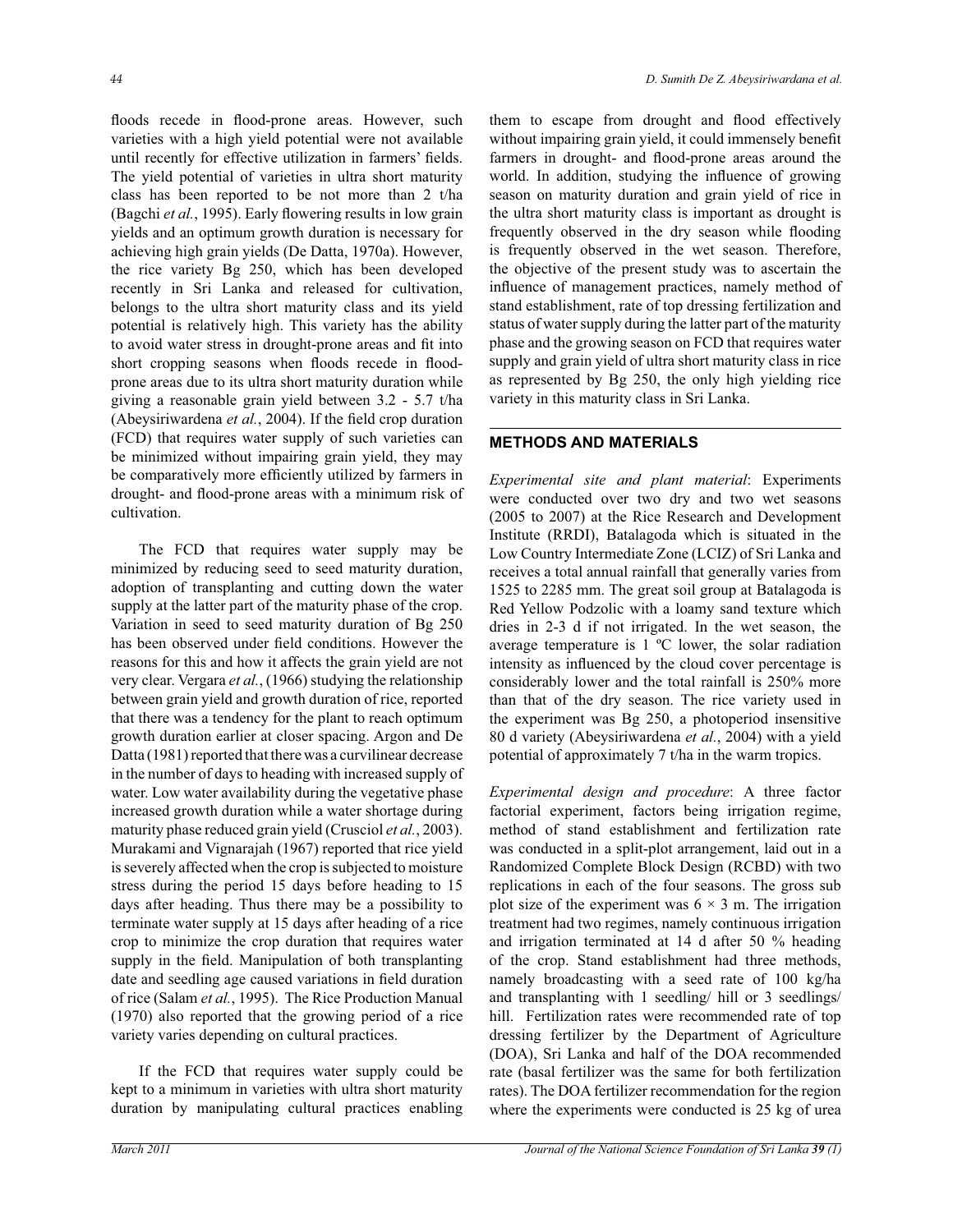floods recede in flood-prone areas. However, such varieties with a high yield potential were not available until recently for effective utilization in farmers' fields. The yield potential of varieties in ultra short maturity class has been reported to be not more than 2 t/ha (Bagchi *et al.*, 1995). Early flowering results in low grain yields and an optimum growth duration is necessary for achieving high grain yields (De Datta, 1970a). However, the rice variety Bg 250, which has been developed recently in Sri Lanka and released for cultivation, belongs to the ultra short maturity class and its yield potential is relatively high. This variety has the ability to avoid water stress in drought-prone areas and fit into short cropping seasons when floods recede in flood-prone areas due to its ultra short maturity duration while giving a reasonable grain yield between 3.2 - 5.7 t/ha (Abeysiriwardena *et al.*, 2004). If the field crop duration (FCD) that requires water supply of such varieties can be minimized without impairing grain yield, they may be comparatively more efficiently utilized by farmers in drought- and flood-prone areas with a minimum risk of cultivation.

The FCD that requires water supply may be minimized by reducing seed to seed maturity duration, adoption of transplanting and cutting down the water supply at the latter part of the maturity phase of the crop. Variation in seed to seed maturity duration of Bg 250 has been observed under field conditions. However the reasons for this and how it affects the grain yield are not very clear. Vergara *et al.*, (1966) studying the relationship between grain yield and growth duration of rice, reported that there was a tendency for the plant to reach optimum growth duration earlier at closer spacing. Argon and De Datta (1981) reported that there was a curvilinear decrease in the number of days to heading with increased supply of water. Low water availability during the vegetative phase increased growth duration while a water shortage during maturity phase reduced grain yield (Crusciol *et al.*, 2003). Murakami and Vignarajah (1967) reported that rice yield is severely affected when the crop is subjected to moisture stress during the period 15 days before heading to 15 days after heading. Thus there may be a possibility to terminate water supply at 15 days after heading of a rice crop to minimize the crop duration that requires water supply in the field. Manipulation of both transplanting date and seedling age caused variations in field duration of rice (Salam *et al.*, 1995). The Rice Production Manual (1970) also reported that the growing period of a rice variety varies depending on cultural practices.

If the FCD that requires water supply could be kept to a minimum in varieties with ultra short maturity duration by manipulating cultural practices enabling them to escape from drought and flood effectively without impairing grain yield, it could immensely benefit farmers in drought- and flood-prone areas around the world. In addition, studying the influence of growing season on maturity duration and grain yield of rice in the ultra short maturity class is important as drought is frequently observed in the dry season while flooding is frequently observed in the wet season. Therefore, the objective of the present study was to ascertain the influence of management practices, namely method of stand establishment, rate of top dressing fertilization and status of water supply during the latter part of the maturity phase and the growing season on FCD that requires water supply and grain yield of ultra short maturity class in rice as represented by Bg 250, the only high yielding rice variety in this maturity class in Sri Lanka.

## METHODS AND MATERIALS

*Experimental site and plant material*: Experiments were conducted over two dry and two wet seasons (2005 to 2007) at the Rice Research and Development Institute (RRDI), Batalagoda which is situated in the Low Country Intermediate Zone (LCIZ) of Sri Lanka and receives a total annual rainfall that generally varies from 1525 to 2285 mm. The great soil group at Batalagoda is Red Yellow Podzolic with a loamy sand texture which dries in 2-3 d if not irrigated. In the wet season, the average temperature is 1 ºC lower, the solar radiation intensity as influenced by the cloud cover percentage is considerably lower and the total rainfall is 250% more than that of the dry season. The rice variety used in the experiment was Bg 250, a photoperiod insensitive 80 d variety (Abeysiriwardena *et al.*, 2004) with a yield potential of approximately 7 t/ha in the warm tropics.

*Experimental design and procedure*: A three factor factorial experiment, factors being irrigation regime, method of stand establishment and fertilization rate was conducted in a split-plot arrangement, laid out in a Randomized Complete Block Design (RCBD) with two replications in each of the four seasons. The gross sub plot size of the experiment was $6 \times 3$ m. The irrigation treatment had two regimes, namely continuous irrigation and irrigation terminated at 14 d after 50 % heading of the crop. Stand establishment had three methods, namely broadcasting with a seed rate of 100 kg/ha and transplanting with 1 seedling/ hill or 3 seedlings/ hill. Fertilization rates were recommended rate of top dressing fertilizer by the Department of Agriculture (DOA), Sri Lanka and half of the DOA recommended rate (basal fertilizer was the same for both fertilization rates). The DOA fertilizer recommendation for the region where the experiments were conducted is 25 kg of urea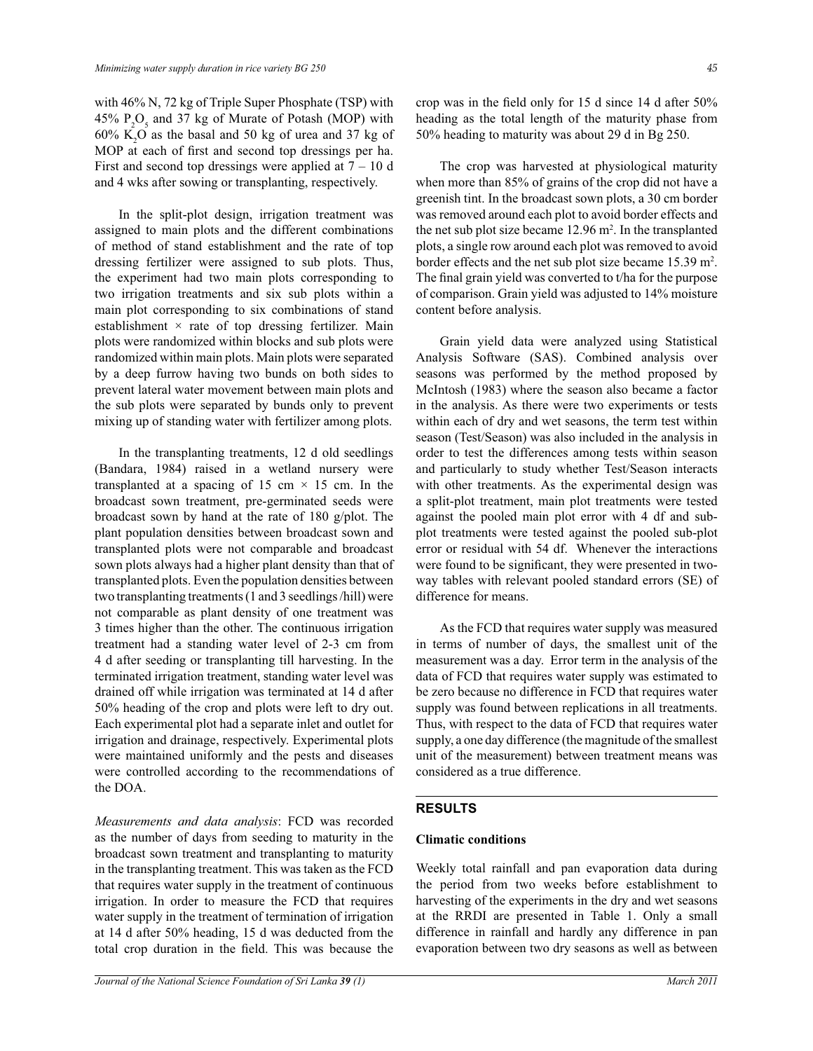with 46% N, 72 kg of Triple Super Phosphate (TSP) with 45% $P_2O_5$ and 37 kg of Murate of Potash (MOP) with 60% $K_2O$ as the basal and 50 kg of urea and 37 kg of MOP at each of first and second top dressings per ha. First and second top dressings were applied at 7 – 10 d and 4 wks after sowing or transplanting, respectively.

In the split-plot design, irrigation treatment was assigned to main plots and the different combinations of method of stand establishment and the rate of top dressing fertilizer were assigned to sub plots. Thus, the experiment had two main plots corresponding to two irrigation treatments and six sub plots within a main plot corresponding to six combinations of stand establishment × rate of top dressing fertilizer. Main plots were randomized within blocks and sub plots were randomized within main plots. Main plots were separated by a deep furrow having two bunds on both sides to prevent lateral water movement between main plots and the sub plots were separated by bunds only to prevent mixing up of standing water with fertilizer among plots.

In the transplanting treatments, 12 d old seedlings (Bandara, 1984) raised in a wetland nursery were transplanted at a spacing of 15 cm × 15 cm. In the broadcast sown treatment, pre-germinated seeds were broadcast sown by hand at the rate of 180 g/plot. The plant population densities between broadcast sown and transplanted plots were not comparable and broadcast sown plots always had a higher plant density than that of transplanted plots. Even the population densities between two transplanting treatments (1 and 3 seedlings /hill) were not comparable as plant density of one treatment was 3 times higher than the other. The continuous irrigation treatment had a standing water level of 2-3 cm from 4 d after seeding or transplanting till harvesting. In the terminated irrigation treatment, standing water level was drained off while irrigation was terminated at 14 d after 50% heading of the crop and plots were left to dry out. Each experimental plot had a separate inlet and outlet for irrigation and drainage, respectively. Experimental plots were maintained uniformly and the pests and diseases were controlled according to the recommendations of the DOA.

*Measurements and data analysis*: FCD was recorded as the number of days from seeding to maturity in the broadcast sown treatment and transplanting to maturity in the transplanting treatment. This was taken as the FCD that requires water supply in the treatment of continuous irrigation. In order to measure the FCD that requires water supply in the treatment of termination of irrigation at 14 d after 50% heading, 15 d was deducted from the total crop duration in the field. This was because the crop was in the field only for 15 d since 14 d after 50% heading as the total length of the maturity phase from 50% heading to maturity was about 29 d in Bg 250.

The crop was harvested at physiological maturity when more than 85% of grains of the crop did not have a greenish tint. In the broadcast sown plots, a 30 cm border was removed around each plot to avoid border effects and the net sub plot size became 12.96 $m^2$. In the transplanted plots, a single row around each plot was removed to avoid border effects and the net sub plot size became 15.39 $m^2$. The final grain yield was converted to t/ha for the purpose of comparison. Grain yield was adjusted to 14% moisture content before analysis.

Grain yield data were analyzed using Statistical Analysis Software (SAS). Combined analysis over seasons was performed by the method proposed by McIntosh (1983) where the season also became a factor in the analysis. As there were two experiments or tests within each of dry and wet seasons, the term test within season (Test/Season) was also included in the analysis in order to test the differences among tests within season and particularly to study whether Test/Season interacts with other treatments. As the experimental design was a split-plot treatment, main plot treatments were tested against the pooled main plot error with 4 df and sub-plot treatments were tested against the pooled sub-plot error or residual with 54 df. Whenever the interactions were found to be significant, they were presented in two-way tables with relevant pooled standard errors (SE) of difference for means.

As the FCD that requires water supply was measured in terms of number of days, the smallest unit of the measurement was a day. Error term in the analysis of the data of FCD that requires water supply was estimated to be zero because no difference in FCD that requires water supply was found between replications in all treatments. Thus, with respect to the data of FCD that requires water supply, a one day difference (the magnitude of the smallest unit of the measurement) between treatment means was considered as a true difference.

## RESULTS

### Climatic conditions

Weekly total rainfall and pan evaporation data during the period from two weeks before establishment to harvesting of the experiments in the dry and wet seasons at the RRDI are presented in Table 1. Only a small difference in rainfall and hardly any difference in pan evaporation between two dry seasons as well as between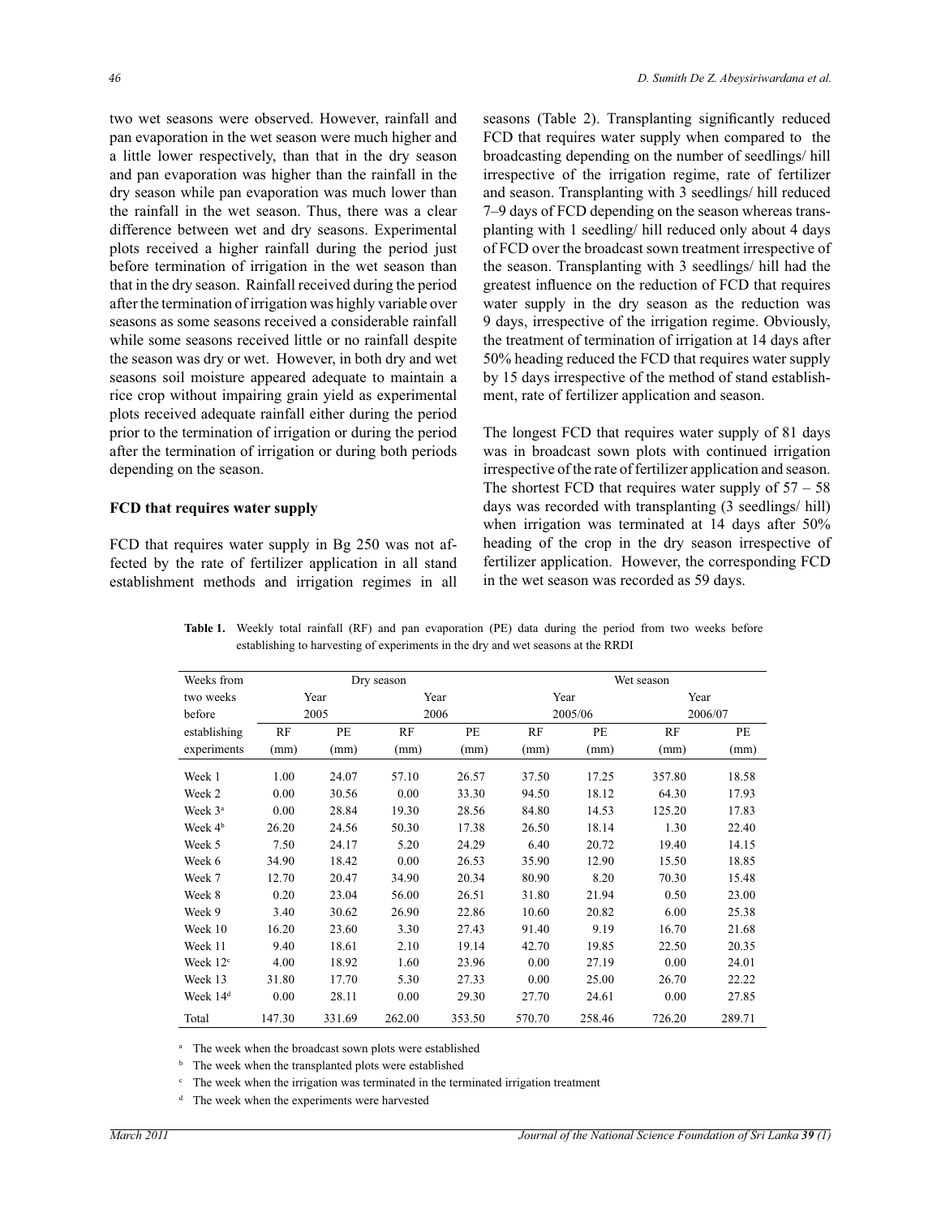two wet seasons were observed. However, rainfall and pan evaporation in the wet season were much higher and a little lower respectively, than that in the dry season and pan evaporation was higher than the rainfall in the dry season while pan evaporation was much lower than the rainfall in the wet season. Thus, there was a clear difference between wet and dry seasons. Experimental plots received a higher rainfall during the period just before termination of irrigation in the wet season than that in the dry season. Rainfall received during the period after the termination of irrigation was highly variable over seasons as some seasons received a considerable rainfall while some seasons received little or no rainfall despite the season was dry or wet. However, in both dry and wet seasons soil moisture appeared adequate to maintain a rice crop without impairing grain yield as experimental plots received adequate rainfall either during the period prior to the termination of irrigation or during the period after the termination of irrigation or during both periods depending on the season.

**FCD that requires water supply**

FCD that requires water supply in Bg 250 was not affected by the rate of fertilizer application in all stand establishment methods and irrigation regimes in all seasons (Table 2). Transplanting significantly reduced FCD that requires water supply when compared to the broadcasting depending on the number of seedlings/ hill irrespective of the irrigation regime, rate of fertilizer and season. Transplanting with 3 seedlings/ hill reduced 7–9 days of FCD depending on the season whereas transplanting with 1 seedling/ hill reduced only about 4 days of FCD over the broadcast sown treatment irrespective of the season. Transplanting with 3 seedlings/ hill had the greatest influence on the reduction of FCD that requires water supply in the dry season as the reduction was 9 days, irrespective of the irrigation regime. Obviously, the treatment of termination of irrigation at 14 days after 50% heading reduced the FCD that requires water supply by 15 days irrespective of the method of stand establishment, rate of fertilizer application and season.

The longest FCD that requires water supply of 81 days was in broadcast sown plots with continued irrigation irrespective of the rate of fertilizer application and season. The shortest FCD that requires water supply of 57 – 58 days was recorded with transplanting (3 seedlings/ hill) when irrigation was terminated at 14 days after 50% heading of the crop in the dry season irrespective of fertilizer application. However, the corresponding FCD in the wet season was recorded as 59 days.

**Table 1.** Weekly total rainfall (RF) and pan evaporation (PE) data during the period from two weeks before establishing to harvesting of experiments in the dry and wet seasons at the RRDI

| Weeks from two weeks before establishing experiments | Dry season | | | | Wet season | | | |
|---|---|---|---|---|---|---|---|---|
| | Year 2005 | | Year 2006 | | Year 2005/06 | | Year 2006/07 | |
| | RF (mm) | PE (mm) | RF (mm) | PE (mm) | RF (mm) | PE (mm) | RF (mm) | PE (mm) |
| Week 1 | 1.00 | 24.07 | 57.10 | 26.57 | 37.50 | 17.25 | 357.80 | 18.58 |
| Week 2 | 0.00 | 30.56 | 0.00 | 33.30 | 94.50 | 18.12 | 64.30 | 17.93 |
| Week 3[a] | 0.00 | 28.84 | 19.30 | 28.56 | 84.80 | 14.53 | 125.20 | 17.83 |
| Week 4[b] | 26.20 | 24.56 | 50.30 | 17.38 | 26.50 | 18.14 | 1.30 | 22.40 |
| Week 5 | 7.50 | 24.17 | 5.20 | 24.29 | 6.40 | 20.72 | 19.40 | 14.15 |
| Week 6 | 34.90 | 18.42 | 0.00 | 26.53 | 35.90 | 12.90 | 15.50 | 18.85 |
| Week 7 | 12.70 | 20.47 | 34.90 | 20.34 | 80.90 | 8.20 | 70.30 | 15.48 |
| Week 8 | 0.20 | 23.04 | 56.00 | 26.51 | 31.80 | 21.94 | 0.50 | 23.00 |
| Week 9 | 3.40 | 30.62 | 26.90 | 22.86 | 10.60 | 20.82 | 6.00 | 25.38 |
| Week 10 | 16.20 | 23.60 | 3.30 | 27.43 | 91.40 | 9.19 | 16.70 | 21.68 |
| Week 11 | 9.40 | 18.61 | 2.10 | 19.14 | 42.70 | 19.85 | 22.50 | 20.35 |
| Week 12[c] | 4.00 | 18.92 | 1.60 | 23.96 | 0.00 | 27.19 | 0.00 | 24.01 |
| Week 13 | 31.80 | 17.70 | 5.30 | 27.33 | 0.00 | 25.00 | 26.70 | 22.22 |
| Week 14[d] | 0.00 | 28.11 | 0.00 | 29.30 | 27.70 | 24.61 | 0.00 | 27.85 |
| Total | 147.30 | 331.69 | 262.00 | 353.50 | 570.70 | 258.46 | 726.20 | 289.71 |

[a] The week when the broadcast sown plots were established

[b] The week when the transplanted plots were established

[c] The week when the irrigation was terminated in the terminated irrigation treatment

[d] The week when the experiments were harvested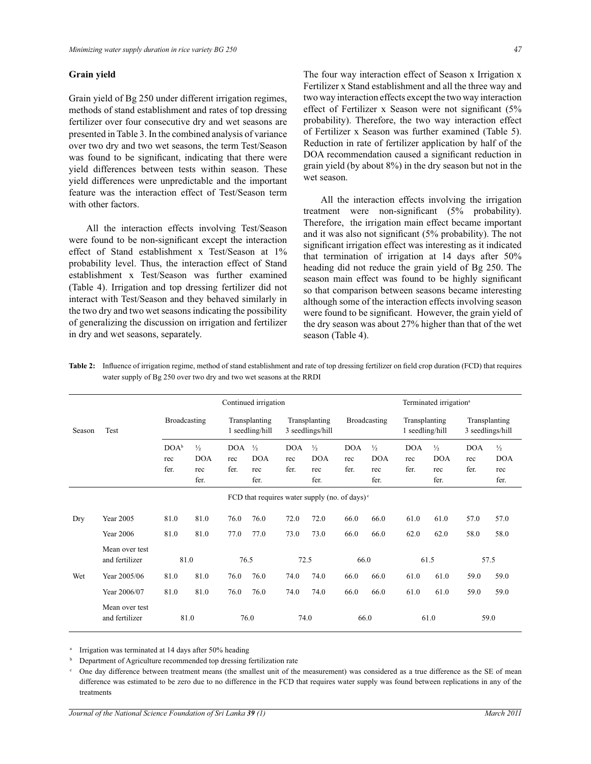## Grain yield

Grain yield of Bg 250 under different irrigation regimes, methods of stand establishment and rates of top dressing fertilizer over four consecutive dry and wet seasons are presented in Table 3. In the combined analysis of variance over two dry and two wet seasons, the term Test/Season was found to be significant, indicating that there were yield differences between tests within season. These yield differences were unpredictable and the important feature was the interaction effect of Test/Season term with other factors.

All the interaction effects involving Test/Season were found to be non-significant except the interaction effect of Stand establishment x Test/Season at 1% probability level. Thus, the interaction effect of Stand establishment x Test/Season was further examined (Table 4). Irrigation and top dressing fertilizer did not interact with Test/Season and they behaved similarly in the two dry and two wet seasons indicating the possibility of generalizing the discussion on irrigation and fertilizer in dry and wet seasons, separately.

The four way interaction effect of Season x Irrigation x Fertilizer x Stand establishment and all the three way and two way interaction effects except the two way interaction effect of Fertilizer x Season were not significant (5% probability). Therefore, the two way interaction effect of Fertilizer x Season was further examined (Table 5). Reduction in rate of fertilizer application by half of the DOA recommendation caused a significant reduction in grain yield (by about 8%) in the dry season but not in the wet season.

All the interaction effects involving the irrigation treatment were non-significant (5% probability). Therefore, the irrigation main effect became important and it was also not significant (5% probability). The not significant irrigation effect was interesting as it indicated that termination of irrigation at 14 days after 50% heading did not reduce the grain yield of Bg 250. The season main effect was found to be highly significant so that comparison between seasons became interesting although some of the interaction effects involving season were found to be significant. However, the grain yield of the dry season was about 27% higher than that of the wet season (Table 4).

**Table 2:** Influence of irrigation regime, method of stand establishment and rate of top dressing fertilizer on field crop duration (FCD) that requires water supply of Bg 250 over two dry and two wet seasons at the RRDI

| Season | Test | Continued irrigation | | | | | | Terminated irrigation[a] | | | | | |
|---|---|---|---|---|---|---|---|---|---|---|---|---|---|
| | | Broadcasting | | Transplanting 1 seedling/hill | | Transplanting 3 seedlings/hill | | Broadcasting | | Transplanting 1 seedling/hill | | Transplanting 3 seedlings/hill | |
| | | DOA[b] rec fer. | ½ DOA rec fer. | DOA rec fer. | ½ DOA rec fer. | DOA rec fer. | ½ DOA rec fer. | DOA rec fer. | ½ DOA rec fer. | DOA rec fer. | ½ DOA rec fer. | DOA rec fer. | ½ DOA rec fer. |
| | | FCD that requires water supply (no. of days)[c] | | | | | | | | | | | |
| Dry | Year 2005 | 81.0 | 81.0 | 76.0 | 76.0 | 72.0 | 72.0 | 66.0 | 66.0 | 61.0 | 61.0 | 57.0 | 57.0 |
| | Year 2006 | 81.0 | 81.0 | 77.0 | 77.0 | 73.0 | 73.0 | 66.0 | 66.0 | 62.0 | 62.0 | 58.0 | 58.0 |
| | Mean over test and fertilizer | 81.0 | | 76.5 | | 72.5 | | 66.0 | | 61.5 | | 57.5 | |
| Wet | Year 2005/06 | 81.0 | 81.0 | 76.0 | 76.0 | 74.0 | 74.0 | 66.0 | 66.0 | 61.0 | 61.0 | 59.0 | 59.0 |
| | Year 2006/07 | 81.0 | 81.0 | 76.0 | 76.0 | 74.0 | 74.0 | 66.0 | 66.0 | 61.0 | 61.0 | 59.0 | 59.0 |
| | Mean over test and fertilizer | 81.0 | | 76.0 | | 74.0 | | 66.0 | | 61.0 | | 59.0 | |

[a] Irrigation was terminated at 14 days after 50% heading

[b] Department of Agriculture recommended top dressing fertilization rate

[c] One day difference between treatment means (the smallest unit of the measurement) was considered as a true difference as the SE of mean difference was estimated to be zero due to no difference in the FCD that requires water supply was found between replications in any of the treatments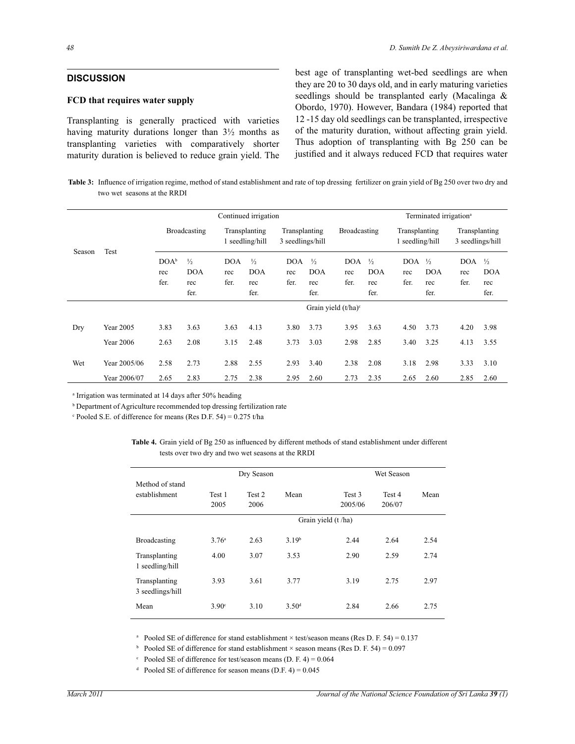## DISCUSSION

### FCD that requires water supply

Transplanting is generally practiced with varieties having maturity durations longer than 3½ months as transplanting varieties with comparatively shorter maturity duration is believed to reduce grain yield. The best age of transplanting wet-bed seedlings are when they are 20 to 30 days old, and in early maturing varieties seedlings should be transplanted early (Macalinga & Obordo, 1970). However, Bandara (1984) reported that 12 -15 day old seedlings can be transplanted, irrespective of the maturity duration, without affecting grain yield. Thus adoption of transplanting with Bg 250 can be justified and it always reduced FCD that requires water

**Table 3:** Influence of irrigation regime, method of stand establishment and rate of top dressing fertilizer on grain yield of Bg 250 over two dry and two wet seasons at the RRDI

| Season | Test | Continued irrigation | | | | | | Terminated irrigation[a] | | | | | |
|---|---|---|---|---|---|---|---|---|---|---|---|---|---|
| | | Broadcasting | | Transplanting 1 seedling/hill | | Transplanting 3 seedlings/hill | | Broadcasting | | Transplanting 1 seedling/hill | | Transplanting 3 seedlings/hill | |
| | | DOA[b] rec fer. | ½ DOA rec fer. | DOA rec fer. | ½ DOA rec fer. | DOA rec fer. | ½ DOA rec fer. | DOA rec fer. | ½ DOA rec fer. | DOA rec fer. | ½ DOA rec fer. | DOA rec fer. | ½ DOA rec fer. |
| | | Grain yield (t/ha)[c] | | | | | | | | | | | |
| Dry | Year 2005 | 3.83 | 3.63 | 3.63 | 4.13 | 3.80 | 3.73 | 3.95 | 3.63 | 4.50 | 3.73 | 4.20 | 3.98 |
| | Year 2006 | 2.63 | 2.08 | 3.15 | 2.48 | 3.73 | 3.03 | 2.98 | 2.85 | 3.40 | 3.25 | 4.13 | 3.55 |
| Wet | Year 2005/06 | 2.58 | 2.73 | 2.88 | 2.55 | 2.93 | 3.40 | 2.38 | 2.08 | 3.18 | 2.98 | 3.33 | 3.10 |
| | Year 2006/07 | 2.65 | 2.83 | 2.75 | 2.38 | 2.95 | 2.60 | 2.73 | 2.35 | 2.65 | 2.60 | 2.85 | 2.60 |

[a] Irrigation was terminated at 14 days after 50% heading

[b] Department of Agriculture recommended top dressing fertilization rate

[c] Pooled S.E. of difference for means (Res D.F. 54) = 0.275 t/ha

**Table 4.** Grain yield of Bg 250 as influenced by different methods of stand establishment under different tests over two dry and two wet seasons at the RRDI

| Method of stand establishment | Dry Season | | | Wet Season | | |
|---|---|---|---|---|---|---|
| | Test 1 2005 | Test 2 2006 | Mean | Test 3 2005/06 | Test 4 206/07 | Mean |
| | Grain yield (t /ha) | | | | | |
| Broadcasting | 3.76[a] | 2.63 | 3.19[b] | 2.44 | 2.64 | 2.54 |
| Transplanting 1 seedling/hill | 4.00 | 3.07 | 3.53 | 2.90 | 2.59 | 2.74 |
| Transplanting 3 seedlings/hill | 3.93 | 3.61 | 3.77 | 3.19 | 2.75 | 2.97 |
| Mean | 3.90[c] | 3.10 | 3.50[d] | 2.84 | 2.66 | 2.75 |

[a] Pooled SE of difference for stand establishment × test/season means (Res D. F. 54) = 0.137

[b] Pooled SE of difference for stand establishment × season means (Res D. F. 54) = 0.097

[c] Pooled SE of difference for test/season means (D. F. 4) = 0.064

[d] Pooled SE of difference for season means (D.F. 4) = 0.045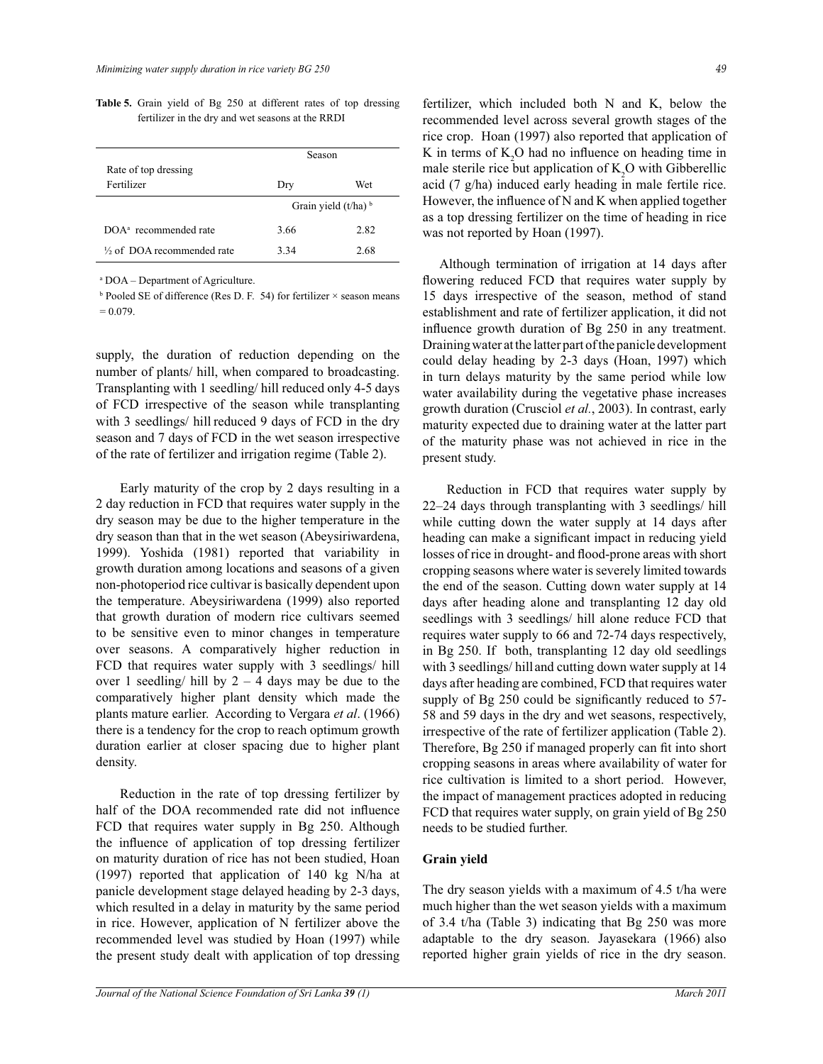**Table 5.** Grain yield of Bg 250 at different rates of top dressing fertilizer in the dry and wet seasons at the RRDI

| Rate of top dressing Fertilizer | Season | |
|---|---|---|
| | Dry | Wet |
| | Grain yield (t/ha) [b] | |
| DOA[a] recommended rate | 3.66 | 2.82 |
| ½ of DOA recommended rate | 3.34 | 2.68 |

[a] DOA – Department of Agriculture.

[b] Pooled SE of difference (Res D. F. 54) for fertilizer × season means = 0.079.

supply, the duration of reduction depending on the number of plants/ hill, when compared to broadcasting. Transplanting with 1 seedling/ hill reduced only 4-5 days of FCD irrespective of the season while transplanting with 3 seedlings/ hill reduced 9 days of FCD in the dry season and 7 days of FCD in the wet season irrespective of the rate of fertilizer and irrigation regime (Table 2).

Early maturity of the crop by 2 days resulting in a 2 day reduction in FCD that requires water supply in the dry season may be due to the higher temperature in the dry season than that in the wet season (Abeysiriwardena, 1999). Yoshida (1981) reported that variability in growth duration among locations and seasons of a given non-photoperiod rice cultivar is basically dependent upon the temperature. Abeysiriwardena (1999) also reported that growth duration of modern rice cultivars seemed to be sensitive even to minor changes in temperature over seasons. A comparatively higher reduction in FCD that requires water supply with 3 seedlings/ hill over 1 seedling/ hill by 2 – 4 days may be due to the comparatively higher plant density which made the plants mature earlier. According to Vergara *et al*. (1966) there is a tendency for the crop to reach optimum growth duration earlier at closer spacing due to higher plant density.

Reduction in the rate of top dressing fertilizer by half of the DOA recommended rate did not influence FCD that requires water supply in Bg 250. Although the influence of application of top dressing fertilizer on maturity duration of rice has not been studied, Hoan (1997) reported that application of 140 kg N/ha at panicle development stage delayed heading by 2-3 days, which resulted in a delay in maturity by the same period in rice. However, application of N fertilizer above the recommended level was studied by Hoan (1997) while the present study dealt with application of top dressing fertilizer, which included both N and K, below the recommended level across several growth stages of the rice crop. Hoan (1997) also reported that application of K in terms of $K_2O$ had no influence on heading time in male sterile rice but application of $K_2O$ with Gibberellic acid (7 g/ha) induced early heading in male fertile rice. However, the influence of N and K when applied together as a top dressing fertilizer on the time of heading in rice was not reported by Hoan (1997).

Although termination of irrigation at 14 days after flowering reduced FCD that requires water supply by 15 days irrespective of the season, method of stand establishment and rate of fertilizer application, it did not influence growth duration of Bg 250 in any treatment. Draining water at the latter part of the panicle development could delay heading by 2-3 days (Hoan, 1997) which in turn delays maturity by the same period while low water availability during the vegetative phase increases growth duration (Crusciol *et al.*, 2003). In contrast, early maturity expected due to draining water at the latter part of the maturity phase was not achieved in rice in the present study.

Reduction in FCD that requires water supply by 22–24 days through transplanting with 3 seedlings/ hill while cutting down the water supply at 14 days after heading can make a significant impact in reducing yield losses of rice in drought- and flood-prone areas with short cropping seasons where water is severely limited towards the end of the season. Cutting down water supply at 14 days after heading alone and transplanting 12 day old seedlings with 3 seedlings/ hill alone reduce FCD that requires water supply to 66 and 72-74 days respectively, in Bg 250. If both, transplanting 12 day old seedlings with 3 seedlings/ hill and cutting down water supply at 14 days after heading are combined, FCD that requires water supply of Bg 250 could be significantly reduced to 57-58 and 59 days in the dry and wet seasons, respectively, irrespective of the rate of fertilizer application (Table 2). Therefore, Bg 250 if managed properly can fit into short cropping seasons in areas where availability of water for rice cultivation is limited to a short period. However, the impact of management practices adopted in reducing FCD that requires water supply, on grain yield of Bg 250 needs to be studied further.

### Grain yield

The dry season yields with a maximum of 4.5 t/ha were much higher than the wet season yields with a maximum of 3.4 t/ha (Table 3) indicating that Bg 250 was more adaptable to the dry season. Jayasekara (1966) also reported higher grain yields of rice in the dry season.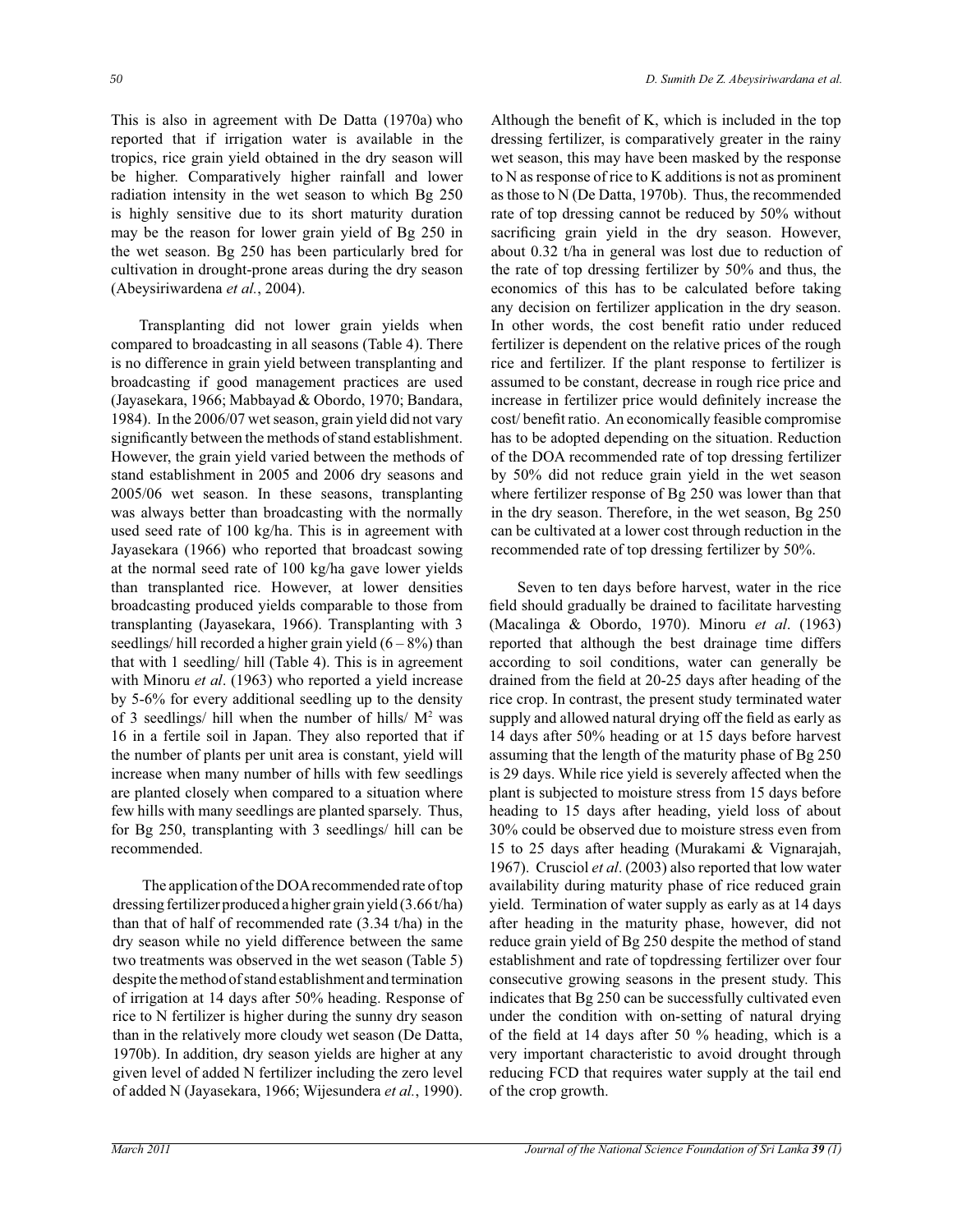This is also in agreement with De Datta (1970a) who reported that if irrigation water is available in the tropics, rice grain yield obtained in the dry season will be higher. Comparatively higher rainfall and lower radiation intensity in the wet season to which Bg 250 is highly sensitive due to its short maturity duration may be the reason for lower grain yield of Bg 250 in the wet season. Bg 250 has been particularly bred for cultivation in drought-prone areas during the dry season (Abeysiriwardena *et al.*, 2004).

Transplanting did not lower grain yields when compared to broadcasting in all seasons (Table 4). There is no difference in grain yield between transplanting and broadcasting if good management practices are used (Jayasekara, 1966; Mabbayad & Obordo, 1970; Bandara, 1984). In the 2006/07 wet season, grain yield did not vary significantly between the methods of stand establishment. However, the grain yield varied between the methods of stand establishment in 2005 and 2006 dry seasons and 2005/06 wet season. In these seasons, transplanting was always better than broadcasting with the normally used seed rate of 100 kg/ha. This is in agreement with Jayasekara (1966) who reported that broadcast sowing at the normal seed rate of 100 kg/ha gave lower yields than transplanted rice. However, at lower densities broadcasting produced yields comparable to those from transplanting (Jayasekara, 1966). Transplanting with 3 seedlings/ hill recorded a higher grain yield (6 – 8%) than that with 1 seedling/ hill (Table 4). This is in agreement with Minoru *et al*. (1963) who reported a yield increase by 5-6% for every additional seedling up to the density of 3 seedlings/ hill when the number of hills/ $M^2$ was 16 in a fertile soil in Japan. They also reported that if the number of plants per unit area is constant, yield will increase when many number of hills with few seedlings are planted closely when compared to a situation where few hills with many seedlings are planted sparsely. Thus, for Bg 250, transplanting with 3 seedlings/ hill can be recommended.

The application of the DOA recommended rate of top dressing fertilizer produced a higher grain yield (3.66 t/ha) than that of half of recommended rate (3.34 t/ha) in the dry season while no yield difference between the same two treatments was observed in the wet season (Table 5) despite the method of stand establishment and termination of irrigation at 14 days after 50% heading. Response of rice to N fertilizer is higher during the sunny dry season than in the relatively more cloudy wet season (De Datta, 1970b). In addition, dry season yields are higher at any given level of added N fertilizer including the zero level of added N (Jayasekara, 1966; Wijesundera *et al.*, 1990). Although the benefit of K, which is included in the top dressing fertilizer, is comparatively greater in the rainy wet season, this may have been masked by the response to N as response of rice to K additions is not as prominent as those to N (De Datta, 1970b). Thus, the recommended rate of top dressing cannot be reduced by 50% without sacrificing grain yield in the dry season. However, about 0.32 t/ha in general was lost due to reduction of the rate of top dressing fertilizer by 50% and thus, the economics of this has to be calculated before taking any decision on fertilizer application in the dry season. In other words, the cost benefit ratio under reduced fertilizer is dependent on the relative prices of the rough rice and fertilizer. If the plant response to fertilizer is assumed to be constant, decrease in rough rice price and increase in fertilizer price would definitely increase the cost/ benefit ratio. An economically feasible compromise has to be adopted depending on the situation. Reduction of the DOA recommended rate of top dressing fertilizer by 50% did not reduce grain yield in the wet season where fertilizer response of Bg 250 was lower than that in the dry season. Therefore, in the wet season, Bg 250 can be cultivated at a lower cost through reduction in the recommended rate of top dressing fertilizer by 50%.

Seven to ten days before harvest, water in the rice field should gradually be drained to facilitate harvesting (Macalinga & Obordo, 1970). Minoru *et al*. (1963) reported that although the best drainage time differs according to soil conditions, water can generally be drained from the field at 20-25 days after heading of the rice crop. In contrast, the present study terminated water supply and allowed natural drying off the field as early as 14 days after 50% heading or at 15 days before harvest assuming that the length of the maturity phase of Bg 250 is 29 days. While rice yield is severely affected when the plant is subjected to moisture stress from 15 days before heading to 15 days after heading, yield loss of about 30% could be observed due to moisture stress even from 15 to 25 days after heading (Murakami & Vignarajah, 1967). Crusciol *et al*. (2003) also reported that low water availability during maturity phase of rice reduced grain yield. Termination of water supply as early as at 14 days after heading in the maturity phase, however, did not reduce grain yield of Bg 250 despite the method of stand establishment and rate of topdressing fertilizer over four consecutive growing seasons in the present study. This indicates that Bg 250 can be successfully cultivated even under the condition with on-setting of natural drying of the field at 14 days after 50 % heading, which is a very important characteristic to avoid drought through reducing FCD that requires water supply at the tail end of the crop growth.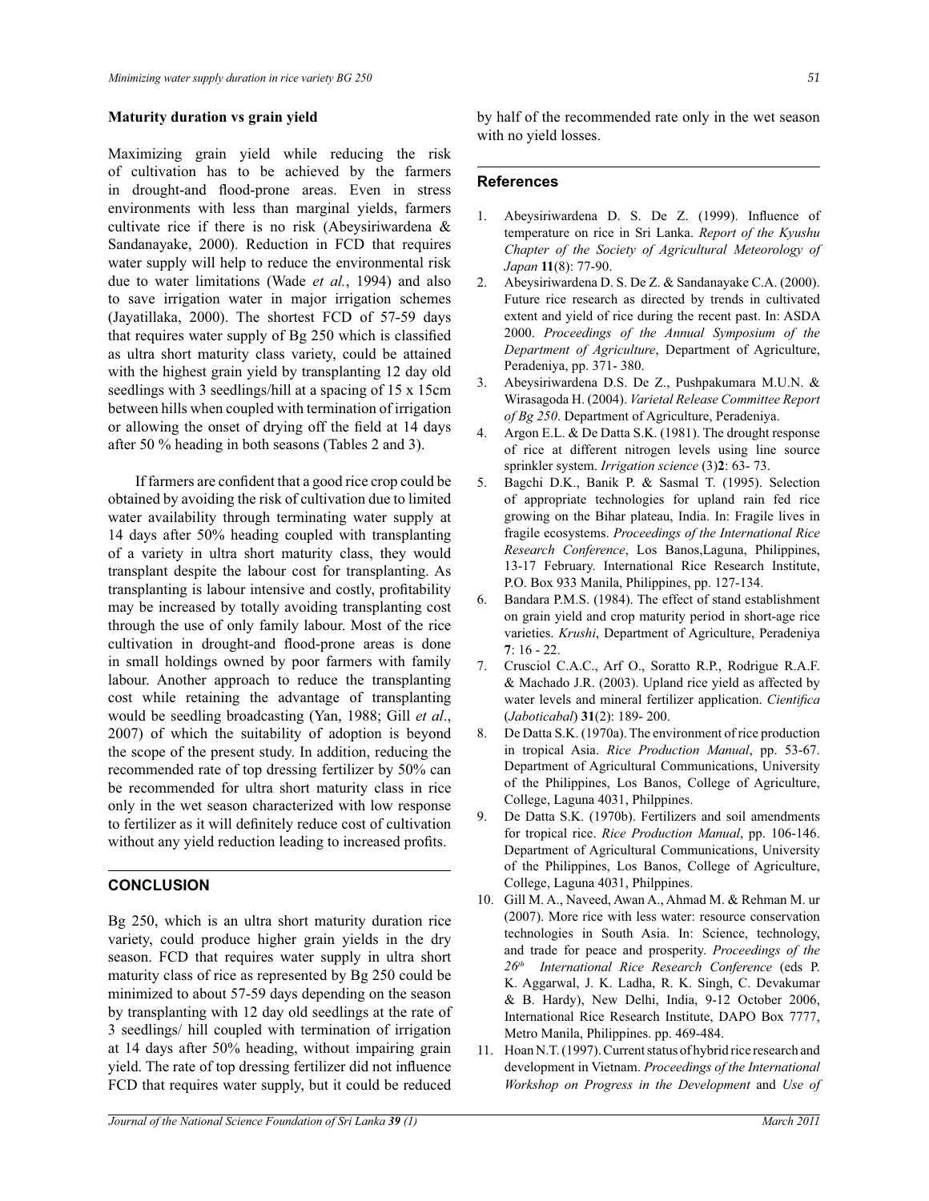### Maturity duration vs grain yield

Maximizing grain yield while reducing the risk of cultivation has to be achieved by the farmers in drought-and flood-prone areas. Even in stress environments with less than marginal yields, farmers cultivate rice if there is no risk (Abeysiriwardena & Sandanayake, 2000). Reduction in FCD that requires water supply will help to reduce the environmental risk due to water limitations (Wade *et al.*, 1994) and also to save irrigation water in major irrigation schemes (Jayatillaka, 2000). The shortest FCD of 57-59 days that requires water supply of Bg 250 which is classified as ultra short maturity class variety, could be attained with the highest grain yield by transplanting 12 day old seedlings with 3 seedlings/hill at a spacing of 15 x 15cm between hills when coupled with termination of irrigation or allowing the onset of drying off the field at 14 days after 50 % heading in both seasons (Tables 2 and 3).

If farmers are confident that a good rice crop could be obtained by avoiding the risk of cultivation due to limited water availability through terminating water supply at 14 days after 50% heading coupled with transplanting of a variety in ultra short maturity class, they would transplant despite the labour cost for transplanting. As transplanting is labour intensive and costly, profitability may be increased by totally avoiding transplanting cost through the use of only family labour. Most of the rice cultivation in drought-and flood-prone areas is done in small holdings owned by poor farmers with family labour. Another approach to reduce the transplanting cost while retaining the advantage of transplanting would be seedling broadcasting (Yan, 1988; Gill *et al*., 2007) of which the suitability of adoption is beyond the scope of the present study. In addition, reducing the recommended rate of top dressing fertilizer by 50% can be recommended for ultra short maturity class in rice only in the wet season characterized with low response to fertilizer as it will definitely reduce cost of cultivation without any yield reduction leading to increased profits.

## CONCLUSION

Bg 250, which is an ultra short maturity duration rice variety, could produce higher grain yields in the dry season. FCD that requires water supply in ultra short maturity class of rice as represented by Bg 250 could be minimized to about 57-59 days depending on the season by transplanting with 12 day old seedlings at the rate of 3 seedlings/ hill coupled with termination of irrigation at 14 days after 50% heading, without impairing grain yield. The rate of top dressing fertilizer did not influence FCD that requires water supply, but it could be reduced by half of the recommended rate only in the wet season with no yield losses.

## References

1. Abeysiriwardena D. S. De Z. (1999). Influence of temperature on rice in Sri Lanka. *Report of the Kyushu Chapter of the Society of Agricultural Meteorology of Japan* **11**(8): 77-90.
2. Abeysiriwardena D. S. De Z. & Sandanayake C.A. (2000). Future rice research as directed by trends in cultivated extent and yield of rice during the recent past. In: ASDA 2000. *Proceedings of the Annual Symposium of the Department of Agriculture*, Department of Agriculture, Peradeniya, pp. 371- 380.
3. Abeysiriwardena D.S. De Z., Pushpakumara M.U.N. & Wirasagoda H. (2004). *Varietal Release Committee Report of Bg 250*. Department of Agriculture, Peradeniya.
4. Argon E.L. & De Datta S.K. (1981). The drought response of rice at different nitrogen levels using line source sprinkler system. *Irrigation science* (3)**2**: 63- 73.
5. Bagchi D.K., Banik P. & Sasmal T. (1995). Selection of appropriate technologies for upland rain fed rice growing on the Bihar plateau, India. In: Fragile lives in fragile ecosystems. *Proceedings of the International Rice Research Conference*, Los Banos,Laguna, Philippines, 13-17 February. International Rice Research Institute, P.O. Box 933 Manila, Philippines, pp. 127-134.
6. Bandara P.M.S. (1984). The effect of stand establishment on grain yield and crop maturity period in short-age rice varieties. *Krushi*, Department of Agriculture, Peradeniya **7**: 16 - 22.
7. Crusciol C.A.C., Arf O., Soratto R.P., Rodrigue R.A.F. & Machado J.R. (2003). Upland rice yield as affected by water levels and mineral fertilizer application. *Cientifica* (*Jaboticabal*) **31**(2): 189- 200.
8. De Datta S.K. (1970a). The environment of rice production in tropical Asia. *Rice Production Manual*, pp. 53-67. Department of Agricultural Communications, University of the Philippines, Los Banos, College of Agriculture, College, Laguna 4031, Philppines.
9. De Datta S.K. (1970b). Fertilizers and soil amendments for tropical rice. *Rice Production Manual*, pp. 106-146. Department of Agricultural Communications, University of the Philippines, Los Banos, College of Agriculture, College, Laguna 4031, Philppines.
10. Gill M. A., Naveed, Awan A., Ahmad M. & Rehman M. ur (2007). More rice with less water: resource conservation technologies in South Asia. In: Science, technology, and trade for peace and prosperity. *Proceedings of the 26th International Rice Research Conference* (eds P. K. Aggarwal, J. K. Ladha, R. K. Singh, C. Devakumar & B. Hardy), New Delhi, India, 9-12 October 2006, International Rice Research Institute, DAPO Box 7777, Metro Manila, Philippines. pp. 469-484.
11. Hoan N.T. (1997). Current status of hybrid rice research and development in Vietnam. *Proceedings of the International Workshop on Progress in the Development* and *Use of*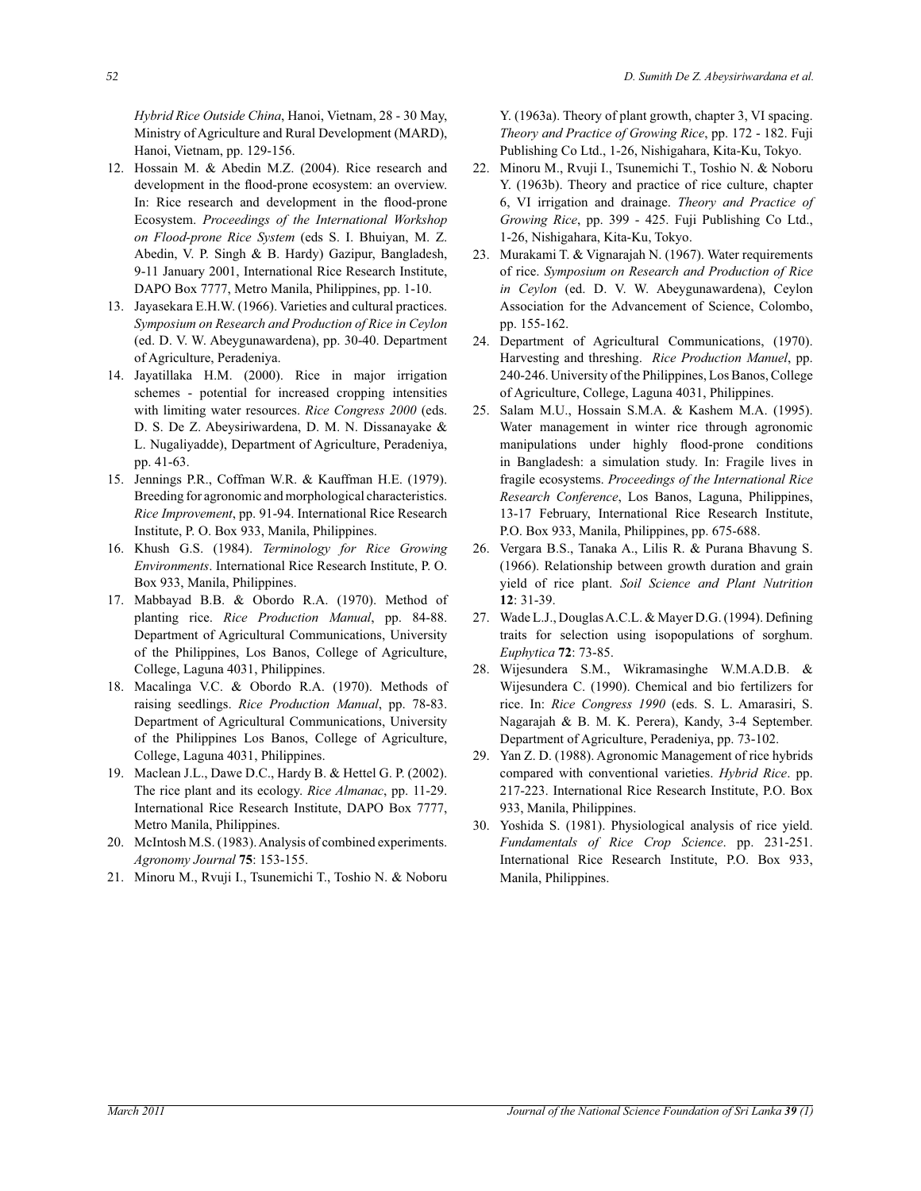*Hybrid Rice Outside China*, Hanoi, Vietnam, 28 - 30 May, Ministry of Agriculture and Rural Development (MARD), Hanoi, Vietnam, pp. 129-156.

12. Hossain M. & Abedin M.Z. (2004). Rice research and development in the flood-prone ecosystem: an overview. In: Rice research and development in the flood-prone Ecosystem. *Proceedings of the International Workshop on Flood-prone Rice System* (eds S. I. Bhuiyan, M. Z. Abedin, V. P. Singh & B. Hardy) Gazipur, Bangladesh, 9-11 January 2001, International Rice Research Institute, DAPO Box 7777, Metro Manila, Philippines, pp. 1-10.
13. Jayasekara E.H.W. (1966). Varieties and cultural practices. *Symposium on Research and Production of Rice in Ceylon* (ed. D. V. W. Abeygunawardena), pp. 30-40. Department of Agriculture, Peradeniya.
14. Jayatillaka H.M. (2000). Rice in major irrigation schemes - potential for increased cropping intensities with limiting water resources. *Rice Congress 2000* (eds. D. S. De Z. Abeysiriwardena, D. M. N. Dissanayake & L. Nugaliyadde), Department of Agriculture, Peradeniya, pp. 41-63.
15. Jennings P.R., Coffman W.R. & Kauffman H.E. (1979). Breeding for agronomic and morphological characteristics. *Rice Improvement*, pp. 91-94. International Rice Research Institute, P. O. Box 933, Manila, Philippines.
16. Khush G.S. (1984). *Terminology for Rice Growing Environments*. International Rice Research Institute, P. O. Box 933, Manila, Philippines.
17. Mabbayad B.B. & Obordo R.A. (1970). Method of planting rice. *Rice Production Manual*, pp. 84-88. Department of Agricultural Communications, University of the Philippines, Los Banos, College of Agriculture, College, Laguna 4031, Philippines.
18. Macalinga V.C. & Obordo R.A. (1970). Methods of raising seedlings. *Rice Production Manual*, pp. 78-83. Department of Agricultural Communications, University of the Philippines Los Banos, College of Agriculture, College, Laguna 4031, Philippines.
19. Maclean J.L., Dawe D.C., Hardy B. & Hettel G. P. (2002). The rice plant and its ecology. *Rice Almanac*, pp. 11-29. International Rice Research Institute, DAPO Box 7777, Metro Manila, Philippines.
20. McIntosh M.S. (1983). Analysis of combined experiments. *Agronomy Journal* **75**: 153-155.
21. Minoru M., Rvuji I., Tsunemichi T., Toshio N. & Noboru Y. (1963a). Theory of plant growth, chapter 3, VI spacing. *Theory and Practice of Growing Rice*, pp. 172 - 182. Fuji Publishing Co Ltd., 1-26, Nishigahara, Kita-Ku, Tokyo.
22. Minoru M., Rvuji I., Tsunemichi T., Toshio N. & Noboru Y. (1963b). Theory and practice of rice culture, chapter 6, VI irrigation and drainage. *Theory and Practice of Growing Rice*, pp. 399 - 425. Fuji Publishing Co Ltd., 1-26, Nishigahara, Kita-Ku, Tokyo.
23. Murakami T. & Vignarajah N. (1967). Water requirements of rice. *Symposium on Research and Production of Rice in Ceylon* (ed. D. V. W. Abeygunawardena), Ceylon Association for the Advancement of Science, Colombo, pp. 155-162.
24. Department of Agricultural Communications, (1970). Harvesting and threshing. *Rice Production Manuel*, pp. 240-246. University of the Philippines, Los Banos, College of Agriculture, College, Laguna 4031, Philippines.
25. Salam M.U., Hossain S.M.A. & Kashem M.A. (1995). Water management in winter rice through agronomic manipulations under highly flood-prone conditions in Bangladesh: a simulation study. In: Fragile lives in fragile ecosystems. *Proceedings of the International Rice Research Conference*, Los Banos, Laguna, Philippines, 13-17 February, International Rice Research Institute, P.O. Box 933, Manila, Philippines, pp. 675-688.
26. Vergara B.S., Tanaka A., Lilis R. & Purana Bhavung S. (1966). Relationship between growth duration and grain yield of rice plant. *Soil Science and Plant Nutrition* **12**: 31-39.
27. Wade L.J., Douglas A.C.L. & Mayer D.G. (1994). Defining traits for selection using isopopulations of sorghum. *Euphytica* **72**: 73-85.
28. Wijesundera S.M., Wikramasinghe W.M.A.D.B. & Wijesundera C. (1990). Chemical and bio fertilizers for rice. In: *Rice Congress 1990* (eds. S. L. Amarasiri, S. Nagarajah & B. M. K. Perera), Kandy, 3-4 September. Department of Agriculture, Peradeniya, pp. 73-102.
29. Yan Z. D. (1988). Agronomic Management of rice hybrids compared with conventional varieties. *Hybrid Rice*. pp. 217-223. International Rice Research Institute, P.O. Box 933, Manila, Philippines.
30. Yoshida S. (1981). Physiological analysis of rice yield. *Fundamentals of Rice Crop Science*. pp. 231-251. International Rice Research Institute, P.O. Box 933, Manila, Philippines.